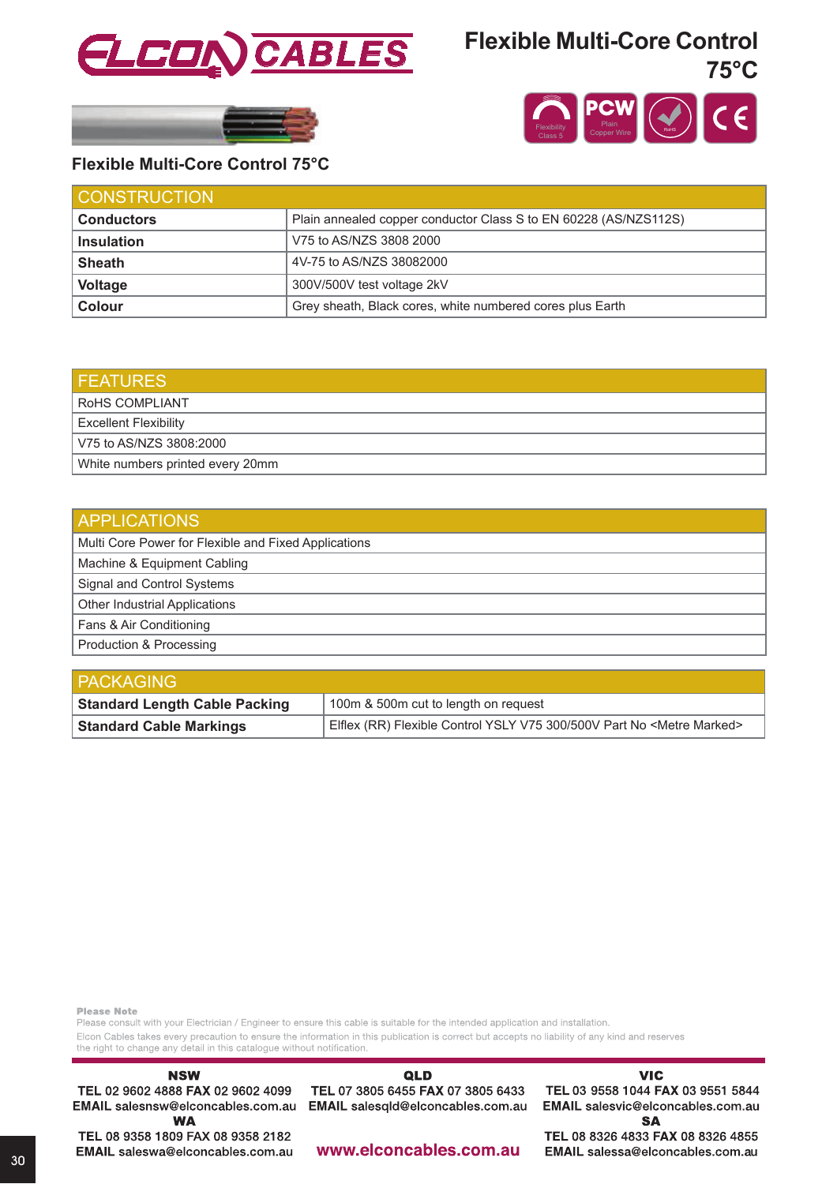# ELCON CABLES

# Flexible Multi-Core Control 75°C

Flexibility Class 5 | PCW Plain Copper Wire | RoHS | CE

## Flexible Multi-Core Control 75°C

| CONSTRUCTION | |
|---|---|
| **Conductors** | Plain annealed copper conductor Class S to EN 60228 (AS/NZS112S) |
| **Insulation** | V75 to AS/NZS 3808 2000 |
| **Sheath** | 4V-75 to AS/NZS 38082000 |
| **Voltage** | 300V/500V test voltage 2kV |
| **Colour** | Grey sheath, Black cores, white numbered cores plus Earth |

| FEATURES |
|---|
| RoHS COMPLIANT |
| Excellent Flexibility |
| V75 to AS/NZS 3808:2000 |
| White numbers printed every 20mm |

| APPLICATIONS |
|---|
| Multi Core Power for Flexible and Fixed Applications |
| Machine & Equipment Cabling |
| Signal and Control Systems |
| Other Industrial Applications |
| Fans & Air Conditioning |
| Production & Processing |

| PACKAGING | |
|---|---|
| **Standard Length Cable Packing** | 100m & 500m cut to length on request |
| **Standard Cable Markings** | Elflex (RR) Flexible Control YSLY V75 300/500V Part No <Metre Marked> |

**Please Note**

Please consult with your Electrician / Engineer to ensure this cable is suitable for the intended application and installation.

Elcon Cables takes every precaution to ensure the information in this publication is correct but accepts no liability of any kind and reserves the right to change any detail in this catalogue without notification.

**NSW**
**TEL** 02 9602 4888 **FAX** 02 9602 4099
**EMAIL** salesnsw@elconcables.com.au

**QLD**
**TEL** 07 3805 6455 **FAX** 07 3805 6433
**EMAIL** salesqld@elconcables.com.au

**VIC**
**TEL** 03 9558 1044 **FAX** 03 9551 5844
**EMAIL** salesvic@elconcables.com.au

**WA**
**TEL** 08 9358 1809 **FAX** 08 9358 2182
**EMAIL** saleswa@elconcables.com.au

**SA**
**TEL** 08 8326 4833 **FAX** 08 8326 4855
**EMAIL** salessa@elconcables.com.au

**www.elconcables.com.au**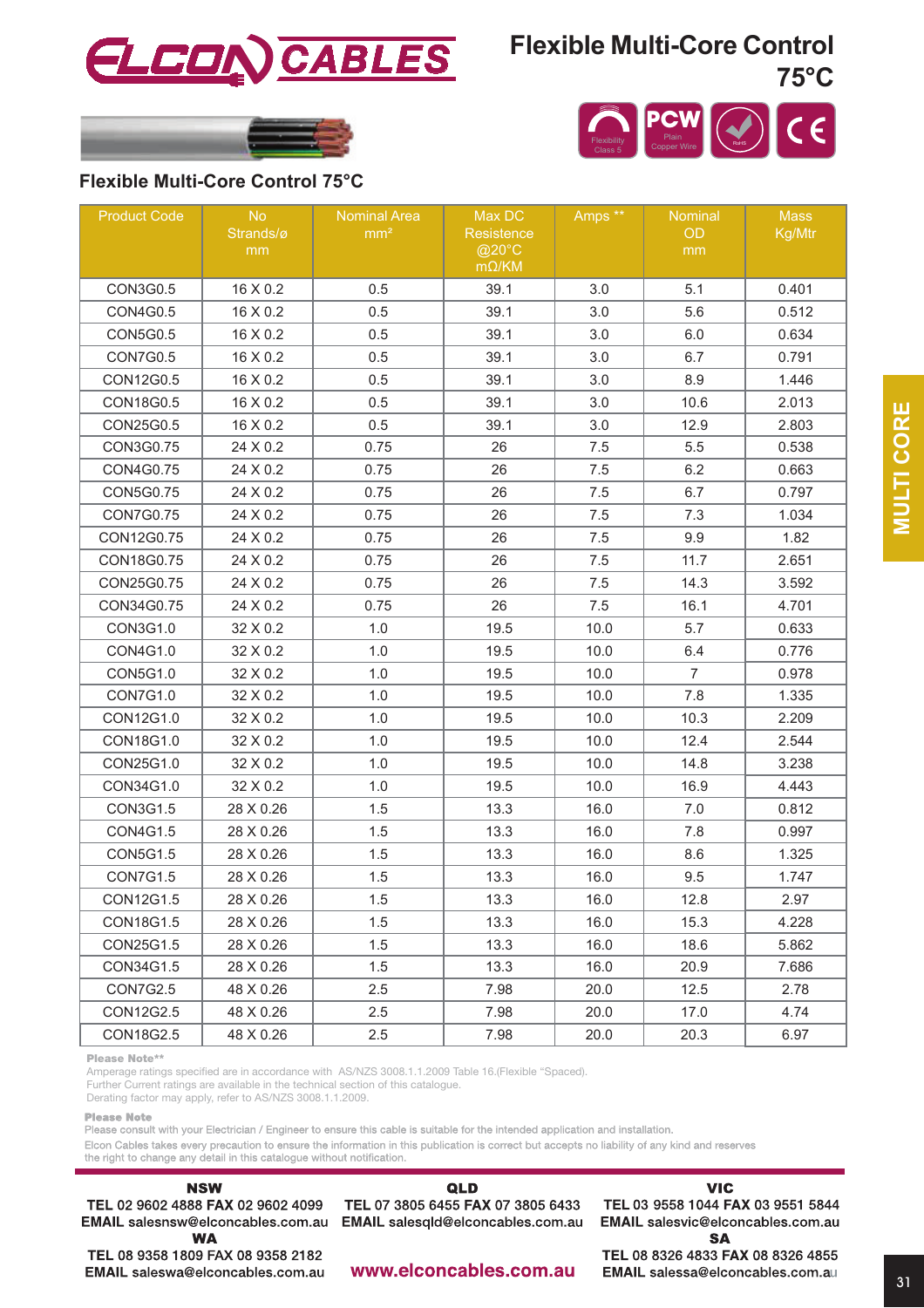# Flexible Multi-Core Control 75°C

Flexibility Class 5 | PCW Plain Copper Wire | RoHS | CE

## Flexible Multi-Core Control 75°C

| Product Code | No Strands/ø mm | Nominal Area mm² | Max DC Resistence @20°C mΩ/KM | Amps ** | Nominal OD mm | Mass Kg/Mtr |
|---|---|---|---|---|---|---|
| CON3G0.5 | 16 X 0.2 | 0.5 | 39.1 | 3.0 | 5.1 | 0.401 |
| CON4G0.5 | 16 X 0.2 | 0.5 | 39.1 | 3.0 | 5.6 | 0.512 |
| CON5G0.5 | 16 X 0.2 | 0.5 | 39.1 | 3.0 | 6.0 | 0.634 |
| CON7G0.5 | 16 X 0.2 | 0.5 | 39.1 | 3.0 | 6.7 | 0.791 |
| CON12G0.5 | 16 X 0.2 | 0.5 | 39.1 | 3.0 | 8.9 | 1.446 |
| CON18G0.5 | 16 X 0.2 | 0.5 | 39.1 | 3.0 | 10.6 | 2.013 |
| CON25G0.5 | 16 X 0.2 | 0.5 | 39.1 | 3.0 | 12.9 | 2.803 |
| CON3G0.75 | 24 X 0.2 | 0.75 | 26 | 7.5 | 5.5 | 0.538 |
| CON4G0.75 | 24 X 0.2 | 0.75 | 26 | 7.5 | 6.2 | 0.663 |
| CON5G0.75 | 24 X 0.2 | 0.75 | 26 | 7.5 | 6.7 | 0.797 |
| CON7G0.75 | 24 X 0.2 | 0.75 | 26 | 7.5 | 7.3 | 1.034 |
| CON12G0.75 | 24 X 0.2 | 0.75 | 26 | 7.5 | 9.9 | 1.82 |
| CON18G0.75 | 24 X 0.2 | 0.75 | 26 | 7.5 | 11.7 | 2.651 |
| CON25G0.75 | 24 X 0.2 | 0.75 | 26 | 7.5 | 14.3 | 3.592 |
| CON34G0.75 | 24 X 0.2 | 0.75 | 26 | 7.5 | 16.1 | 4.701 |
| CON3G1.0 | 32 X 0.2 | 1.0 | 19.5 | 10.0 | 5.7 | 0.633 |
| CON4G1.0 | 32 X 0.2 | 1.0 | 19.5 | 10.0 | 6.4 | 0.776 |
| CON5G1.0 | 32 X 0.2 | 1.0 | 19.5 | 10.0 | 7 | 0.978 |
| CON7G1.0 | 32 X 0.2 | 1.0 | 19.5 | 10.0 | 7.8 | 1.335 |
| CON12G1.0 | 32 X 0.2 | 1.0 | 19.5 | 10.0 | 10.3 | 2.209 |
| CON18G1.0 | 32 X 0.2 | 1.0 | 19.5 | 10.0 | 12.4 | 2.544 |
| CON25G1.0 | 32 X 0.2 | 1.0 | 19.5 | 10.0 | 14.8 | 3.238 |
| CON34G1.0 | 32 X 0.2 | 1.0 | 19.5 | 10.0 | 16.9 | 4.443 |
| CON3G1.5 | 28 X 0.26 | 1.5 | 13.3 | 16.0 | 7.0 | 0.812 |
| CON4G1.5 | 28 X 0.26 | 1.5 | 13.3 | 16.0 | 7.8 | 0.997 |
| CON5G1.5 | 28 X 0.26 | 1.5 | 13.3 | 16.0 | 8.6 | 1.325 |
| CON7G1.5 | 28 X 0.26 | 1.5 | 13.3 | 16.0 | 9.5 | 1.747 |
| CON12G1.5 | 28 X 0.26 | 1.5 | 13.3 | 16.0 | 12.8 | 2.97 |
| CON18G1.5 | 28 X 0.26 | 1.5 | 13.3 | 16.0 | 15.3 | 4.228 |
| CON25G1.5 | 28 X 0.26 | 1.5 | 13.3 | 16.0 | 18.6 | 5.862 |
| CON34G1.5 | 28 X 0.26 | 1.5 | 13.3 | 16.0 | 20.9 | 7.686 |
| CON7G2.5 | 48 X 0.26 | 2.5 | 7.98 | 20.0 | 12.5 | 2.78 |
| CON12G2.5 | 48 X 0.26 | 2.5 | 7.98 | 20.0 | 17.0 | 4.74 |
| CON18G2.5 | 48 X 0.26 | 2.5 | 7.98 | 20.0 | 20.3 | 6.97 |

**Please Note****
Amperage ratings specified are in accordance with AS/NZS 3008.1.1.2009 Table 16.(Flexible "Spaced).
Further Current ratings are available in the technical section of this catalogue.
Derating factor may apply, refer to AS/NZS 3008.1.1.2009.

**Please Note**
Please consult with your Electrician / Engineer to ensure this cable is suitable for the intended application and installation.
Elcon Cables takes every precaution to ensure the information in this publication is correct but accepts no liability of any kind and reserves the right to change any detail in this catalogue without notification.

**NSW**
TEL 02 9602 4888 FAX 02 9602 4099
EMAIL salesnsw@elconcables.com.au

**QLD**
TEL 07 3805 6455 FAX 07 3805 6433
EMAIL salesqld@elconcables.com.au

**VIC**
TEL 03 9558 1044 FAX 03 9551 5844
EMAIL salesvic@elconcables.com.au

**WA**
TEL 08 9358 1809 FAX 08 9358 2182
EMAIL saleswa@elconcables.com.au

**SA**
TEL 08 8326 4833 FAX 08 8326 4855
EMAIL salessa@elconcables.com.au

www.elconcables.com.au